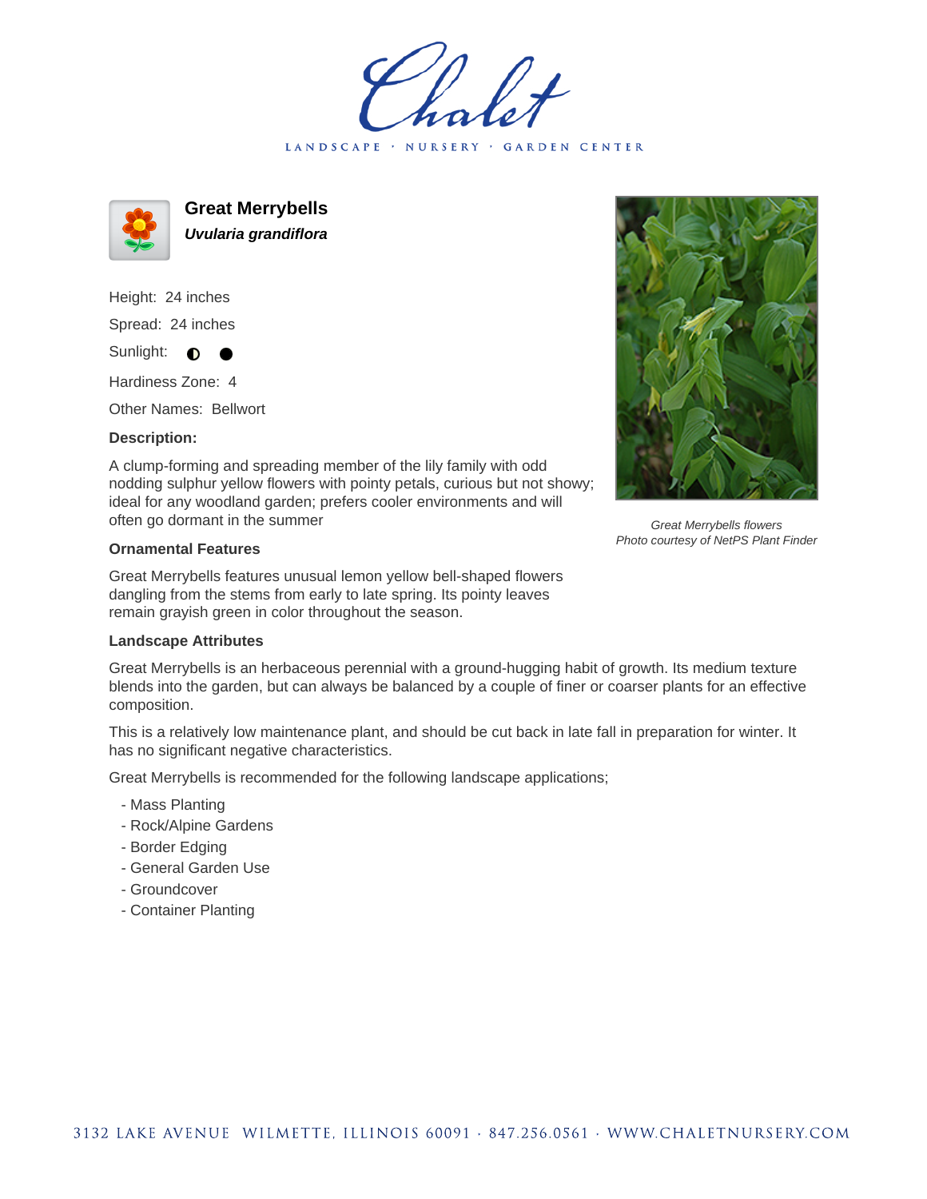# Great Merrybells

***Uvularia grandiflora***

Height: 24 inches

Spread: 24 inches

Sunlight: ◐ ●

Hardiness Zone: 4

Other Names: Bellwort

**Description:**

A clump-forming and spreading member of the lily family with odd nodding sulphur yellow flowers with pointy petals, curious but not showy; ideal for any woodland garden; prefers cooler environments and will often go dormant in the summer

*Great Merrybells flowers*
*Photo courtesy of NetPS Plant Finder*

**Ornamental Features**

Great Merrybells features unusual lemon yellow bell-shaped flowers dangling from the stems from early to late spring. Its pointy leaves remain grayish green in color throughout the season.

**Landscape Attributes**

Great Merrybells is an herbaceous perennial with a ground-hugging habit of growth. Its medium texture blends into the garden, but can always be balanced by a couple of finer or coarser plants for an effective composition.

This is a relatively low maintenance plant, and should be cut back in late fall in preparation for winter. It has no significant negative characteristics.

Great Merrybells is recommended for the following landscape applications;

- Mass Planting
- Rock/Alpine Gardens
- Border Edging
- General Garden Use
- Groundcover
- Container Planting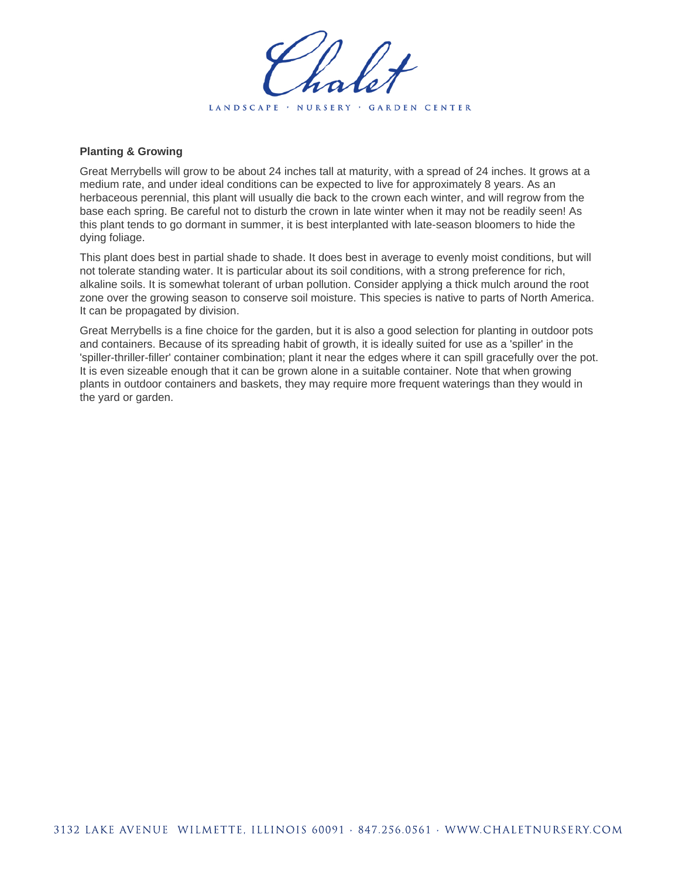**Planting & Growing**

Great Merrybells will grow to be about 24 inches tall at maturity, with a spread of 24 inches. It grows at a medium rate, and under ideal conditions can be expected to live for approximately 8 years. As an herbaceous perennial, this plant will usually die back to the crown each winter, and will regrow from the base each spring. Be careful not to disturb the crown in late winter when it may not be readily seen! As this plant tends to go dormant in summer, it is best interplanted with late-season bloomers to hide the dying foliage.

This plant does best in partial shade to shade. It does best in average to evenly moist conditions, but will not tolerate standing water. It is particular about its soil conditions, with a strong preference for rich, alkaline soils. It is somewhat tolerant of urban pollution. Consider applying a thick mulch around the root zone over the growing season to conserve soil moisture. This species is native to parts of North America. It can be propagated by division.

Great Merrybells is a fine choice for the garden, but it is also a good selection for planting in outdoor pots and containers. Because of its spreading habit of growth, it is ideally suited for use as a 'spiller' in the 'spiller-thriller-filler' container combination; plant it near the edges where it can spill gracefully over the pot. It is even sizeable enough that it can be grown alone in a suitable container. Note that when growing plants in outdoor containers and baskets, they may require more frequent waterings than they would in the yard or garden.